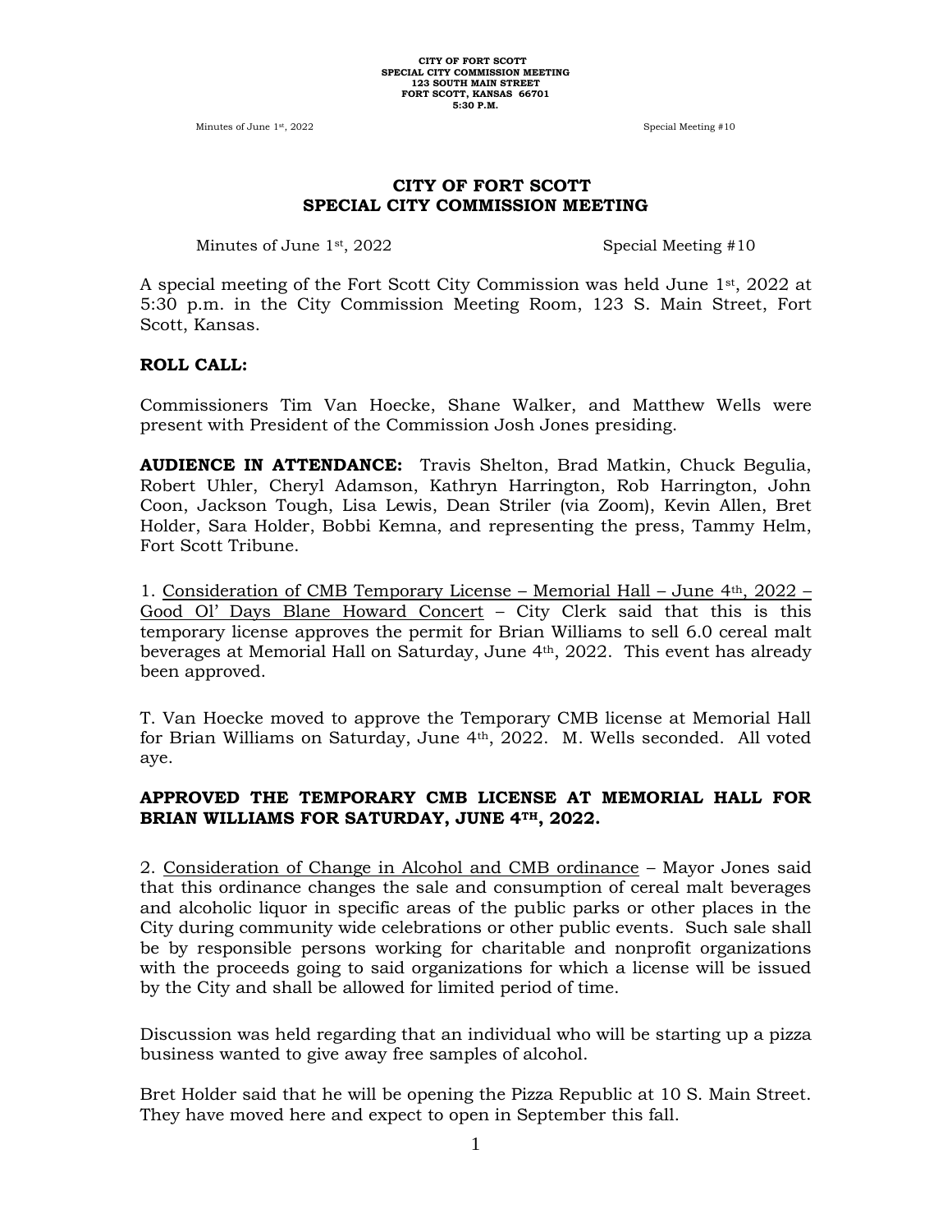# CITY OF FORT SCOTT
## SPECIAL CITY COMMISSION MEETING

Minutes of June 1st, 2022 Special Meeting #10

A special meeting of the Fort Scott City Commission was held June 1st, 2022 at 5:30 p.m. in the City Commission Meeting Room, 123 S. Main Street, Fort Scott, Kansas.

**ROLL CALL:**

Commissioners Tim Van Hoecke, Shane Walker, and Matthew Wells were present with President of the Commission Josh Jones presiding.

**AUDIENCE IN ATTENDANCE:** Travis Shelton, Brad Matkin, Chuck Begulia, Robert Uhler, Cheryl Adamson, Kathryn Harrington, Rob Harrington, John Coon, Jackson Tough, Lisa Lewis, Dean Striler (via Zoom), Kevin Allen, Bret Holder, Sara Holder, Bobbi Kemna, and representing the press, Tammy Helm, Fort Scott Tribune.

1. Consideration of CMB Temporary License – Memorial Hall – June 4th, 2022 – Good Ol' Days Blane Howard Concert – City Clerk said that this is this temporary license approves the permit for Brian Williams to sell 6.0 cereal malt beverages at Memorial Hall on Saturday, June 4th, 2022. This event has already been approved.

T. Van Hoecke moved to approve the Temporary CMB license at Memorial Hall for Brian Williams on Saturday, June 4th, 2022. M. Wells seconded. All voted aye.

**APPROVED THE TEMPORARY CMB LICENSE AT MEMORIAL HALL FOR BRIAN WILLIAMS FOR SATURDAY, JUNE 4TH, 2022.**

2. Consideration of Change in Alcohol and CMB ordinance – Mayor Jones said that this ordinance changes the sale and consumption of cereal malt beverages and alcoholic liquor in specific areas of the public parks or other places in the City during community wide celebrations or other public events. Such sale shall be by responsible persons working for charitable and nonprofit organizations with the proceeds going to said organizations for which a license will be issued by the City and shall be allowed for limited period of time.

Discussion was held regarding that an individual who will be starting up a pizza business wanted to give away free samples of alcohol.

Bret Holder said that he will be opening the Pizza Republic at 10 S. Main Street. They have moved here and expect to open in September this fall.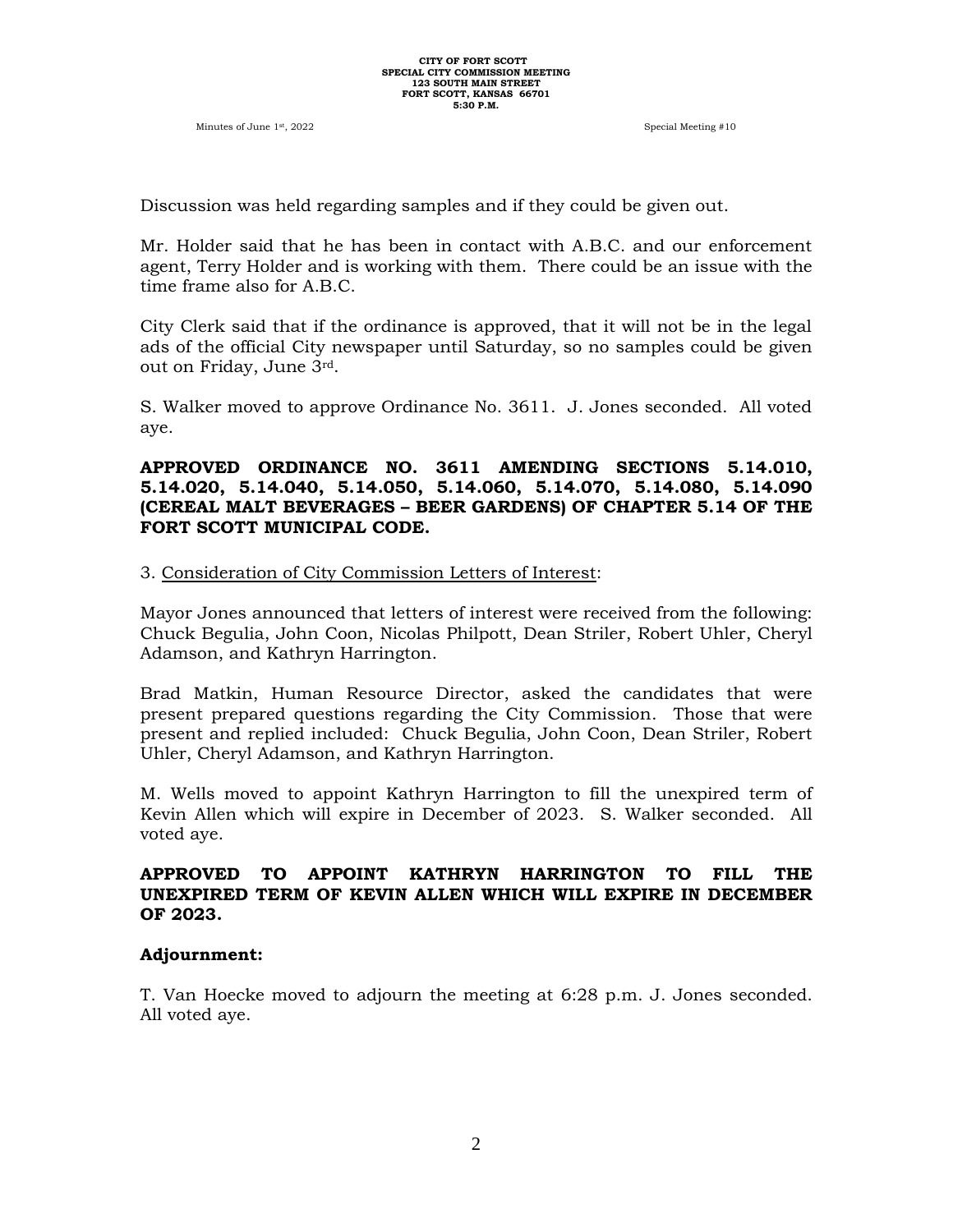Discussion was held regarding samples and if they could be given out.

Mr. Holder said that he has been in contact with A.B.C. and our enforcement agent, Terry Holder and is working with them. There could be an issue with the time frame also for A.B.C.

City Clerk said that if the ordinance is approved, that it will not be in the legal ads of the official City newspaper until Saturday, so no samples could be given out on Friday, June 3rd.

S. Walker moved to approve Ordinance No. 3611. J. Jones seconded. All voted aye.

**APPROVED ORDINANCE NO. 3611 AMENDING SECTIONS 5.14.010, 5.14.020, 5.14.040, 5.14.050, 5.14.060, 5.14.070, 5.14.080, 5.14.090 (CEREAL MALT BEVERAGES – BEER GARDENS) OF CHAPTER 5.14 OF THE FORT SCOTT MUNICIPAL CODE.**

3. Consideration of City Commission Letters of Interest:

Mayor Jones announced that letters of interest were received from the following: Chuck Begulia, John Coon, Nicolas Philpott, Dean Striler, Robert Uhler, Cheryl Adamson, and Kathryn Harrington.

Brad Matkin, Human Resource Director, asked the candidates that were present prepared questions regarding the City Commission. Those that were present and replied included: Chuck Begulia, John Coon, Dean Striler, Robert Uhler, Cheryl Adamson, and Kathryn Harrington.

M. Wells moved to appoint Kathryn Harrington to fill the unexpired term of Kevin Allen which will expire in December of 2023. S. Walker seconded. All voted aye.

**APPROVED TO APPOINT KATHRYN HARRINGTON TO FILL THE UNEXPIRED TERM OF KEVIN ALLEN WHICH WILL EXPIRE IN DECEMBER OF 2023.**

**Adjournment:**

T. Van Hoecke moved to adjourn the meeting at 6:28 p.m. J. Jones seconded. All voted aye.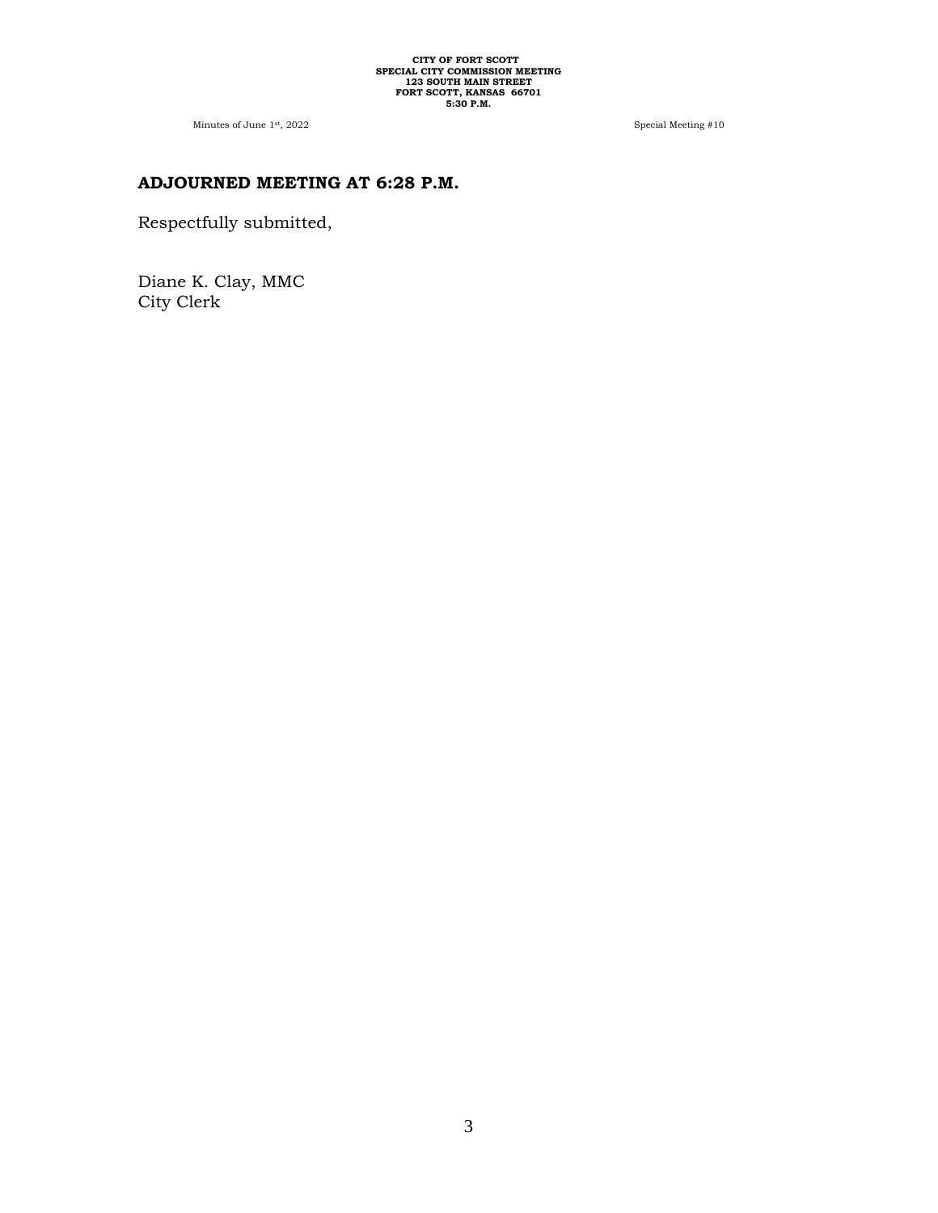**ADJOURNED MEETING AT 6:28 P.M.**

Respectfully submitted,

Diane K. Clay, MMC
City Clerk